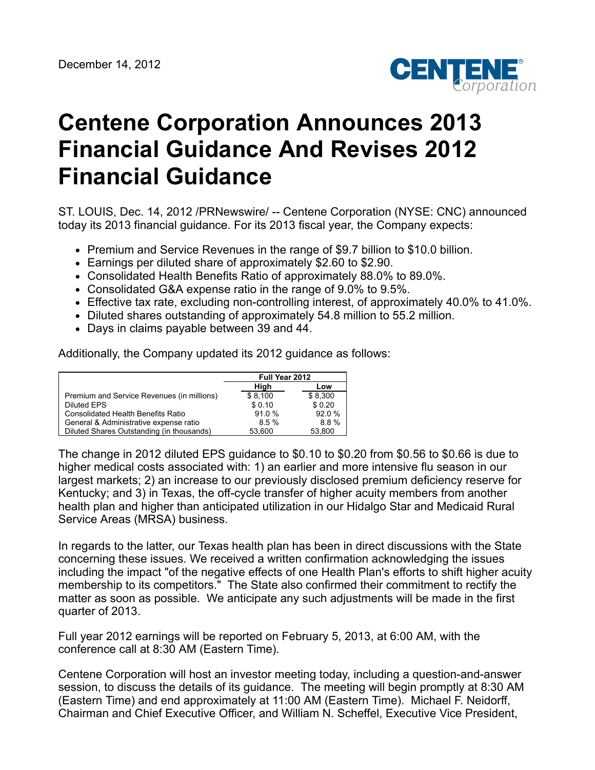December 14, 2012

# Centene Corporation Announces 2013 Financial Guidance And Revises 2012 Financial Guidance

ST. LOUIS, Dec. 14, 2012 /PRNewswire/ -- Centene Corporation (NYSE: CNC) announced today its 2013 financial guidance. For its 2013 fiscal year, the Company expects:

- Premium and Service Revenues in the range of $9.7 billion to $10.0 billion.
- Earnings per diluted share of approximately $2.60 to $2.90.
- Consolidated Health Benefits Ratio of approximately 88.0% to 89.0%.
- Consolidated G&A expense ratio in the range of 9.0% to 9.5%.
- Effective tax rate, excluding non-controlling interest, of approximately 40.0% to 41.0%.
- Diluted shares outstanding of approximately 54.8 million to 55.2 million.
- Days in claims payable between 39 and 44.

Additionally, the Company updated its 2012 guidance as follows:

| | Full Year 2012 | |
|---|---|---|
| | High | Low |
| Premium and Service Revenues (in millions) | $ 8,100 | $ 8,300 |
| Diluted EPS | $ 0.10 | $ 0.20 |
| Consolidated Health Benefits Ratio | 91.0 % | 92.0 % |
| General & Administrative expense ratio | 8.5 % | 8.8 % |
| Diluted Shares Outstanding (in thousands) | 53,600 | 53,800 |

The change in 2012 diluted EPS guidance to $0.10 to $0.20 from $0.56 to $0.66 is due to higher medical costs associated with: 1) an earlier and more intensive flu season in our largest markets; 2) an increase to our previously disclosed premium deficiency reserve for Kentucky; and 3) in Texas, the off-cycle transfer of higher acuity members from another health plan and higher than anticipated utilization in our Hidalgo Star and Medicaid Rural Service Areas (MRSA) business.

In regards to the latter, our Texas health plan has been in direct discussions with the State concerning these issues. We received a written confirmation acknowledging the issues including the impact "of the negative effects of one Health Plan's efforts to shift higher acuity membership to its competitors." The State also confirmed their commitment to rectify the matter as soon as possible. We anticipate any such adjustments will be made in the first quarter of 2013.

Full year 2012 earnings will be reported on February 5, 2013, at 6:00 AM, with the conference call at 8:30 AM (Eastern Time).

Centene Corporation will host an investor meeting today, including a question-and-answer session, to discuss the details of its guidance. The meeting will begin promptly at 8:30 AM (Eastern Time) and end approximately at 11:00 AM (Eastern Time). Michael F. Neidorff, Chairman and Chief Executive Officer, and William N. Scheffel, Executive Vice President,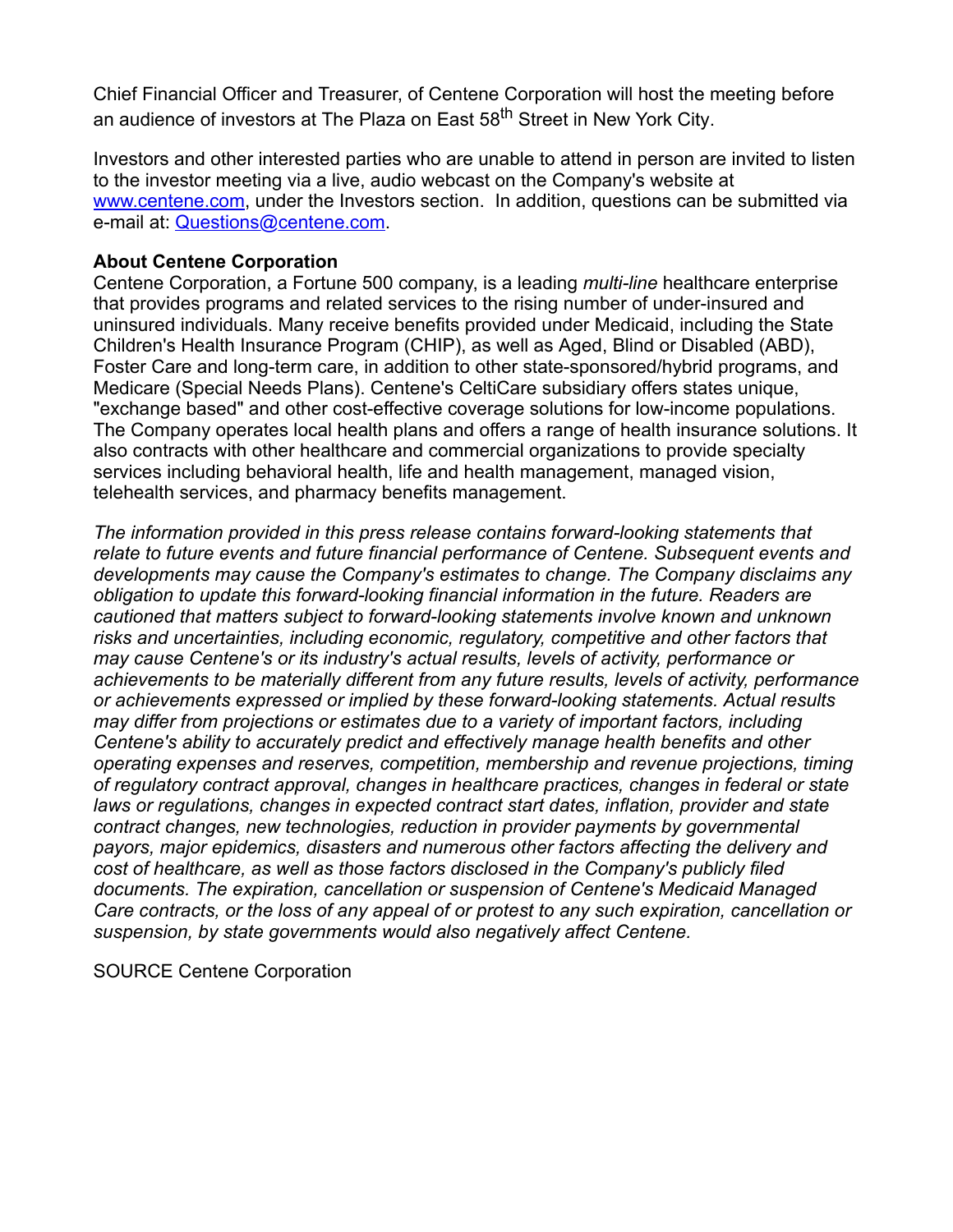Chief Financial Officer and Treasurer, of Centene Corporation will host the meeting before an audience of investors at The Plaza on East 58th Street in New York City.

Investors and other interested parties who are unable to attend in person are invited to listen to the investor meeting via a live, audio webcast on the Company's website at www.centene.com, under the Investors section. In addition, questions can be submitted via e-mail at: Questions@centene.com.

**About Centene Corporation**
Centene Corporation, a Fortune 500 company, is a leading *multi-line* healthcare enterprise that provides programs and related services to the rising number of under-insured and uninsured individuals. Many receive benefits provided under Medicaid, including the State Children's Health Insurance Program (CHIP), as well as Aged, Blind or Disabled (ABD), Foster Care and long-term care, in addition to other state-sponsored/hybrid programs, and Medicare (Special Needs Plans). Centene's CeltiCare subsidiary offers states unique, "exchange based" and other cost-effective coverage solutions for low-income populations. The Company operates local health plans and offers a range of health insurance solutions. It also contracts with other healthcare and commercial organizations to provide specialty services including behavioral health, life and health management, managed vision, telehealth services, and pharmacy benefits management.

*The information provided in this press release contains forward-looking statements that relate to future events and future financial performance of Centene. Subsequent events and developments may cause the Company's estimates to change. The Company disclaims any obligation to update this forward-looking financial information in the future. Readers are cautioned that matters subject to forward-looking statements involve known and unknown risks and uncertainties, including economic, regulatory, competitive and other factors that may cause Centene's or its industry's actual results, levels of activity, performance or achievements to be materially different from any future results, levels of activity, performance or achievements expressed or implied by these forward-looking statements. Actual results may differ from projections or estimates due to a variety of important factors, including Centene's ability to accurately predict and effectively manage health benefits and other operating expenses and reserves, competition, membership and revenue projections, timing of regulatory contract approval, changes in healthcare practices, changes in federal or state laws or regulations, changes in expected contract start dates, inflation, provider and state contract changes, new technologies, reduction in provider payments by governmental payors, major epidemics, disasters and numerous other factors affecting the delivery and cost of healthcare, as well as those factors disclosed in the Company's publicly filed documents. The expiration, cancellation or suspension of Centene's Medicaid Managed Care contracts, or the loss of any appeal of or protest to any such expiration, cancellation or suspension, by state governments would also negatively affect Centene.*

SOURCE Centene Corporation